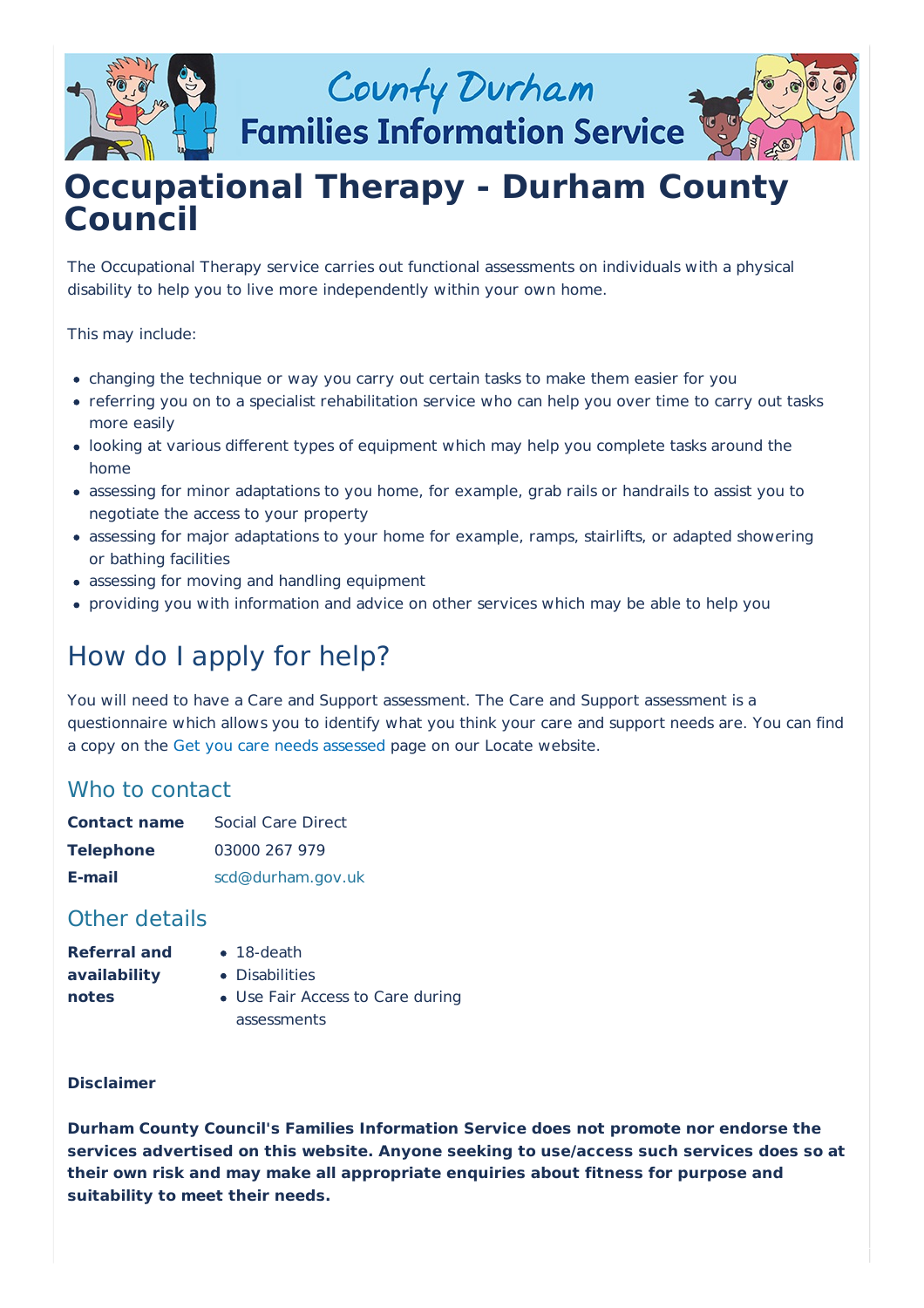# Occupational Therapy - Durham County Council

The Occupational Therapy service carries out functional assessments on individuals with a physical disability to help you to live more independently within your own home.

This may include:

- changing the technique or way you carry out certain tasks to make them easier for you
- referring you on to a specialist rehabilitation service who can help you over time to carry out tasks more easily
- looking at various different types of equipment which may help you complete tasks around the home
- assessing for minor adaptations to you home, for example, grab rails or handrails to assist you to negotiate the access to your property
- assessing for major adaptations to your home for example, ramps, stairlifts, or adapted showering or bathing facilities
- assessing for moving and handling equipment
- providing you with information and advice on other services which may be able to help you

## How do I apply for help?

You will need to have a Care and Support assessment. The Care and Support assessment is a questionnaire which allows you to identify what you think your care and support needs are. You can find a copy on the Get you care needs assessed page on our Locate website.

### Who to contact

| | |
|---|---|
| **Contact name** | Social Care Direct |
| **Telephone** | 03000 267 979 |
| **E-mail** | scd@durham.gov.uk |

### Other details

| | |
|---|---|
| **Referral and availability notes** | • 18-death<br>• Disabilities<br>• Use Fair Access to Care during assessments |

**Disclaimer**

**Durham County Council's Families Information Service does not promote nor endorse the services advertised on this website. Anyone seeking to use/access such services does so at their own risk and may make all appropriate enquiries about fitness for purpose and suitability to meet their needs.**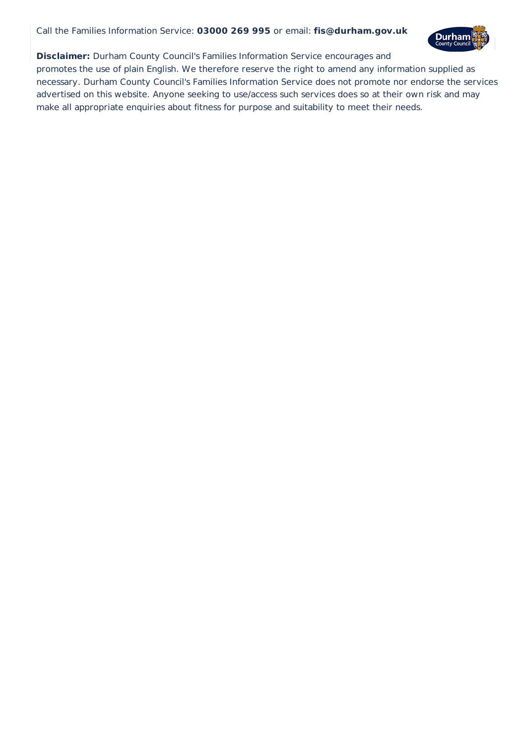Call the Families Information Service: **03000 269 995** or email: **fis@durham.gov.uk**

**Disclaimer:** Durham County Council's Families Information Service encourages and promotes the use of plain English. We therefore reserve the right to amend any information supplied as necessary. Durham County Council's Families Information Service does not promote nor endorse the services advertised on this website. Anyone seeking to use/access such services does so at their own risk and may make all appropriate enquiries about fitness for purpose and suitability to meet their needs.